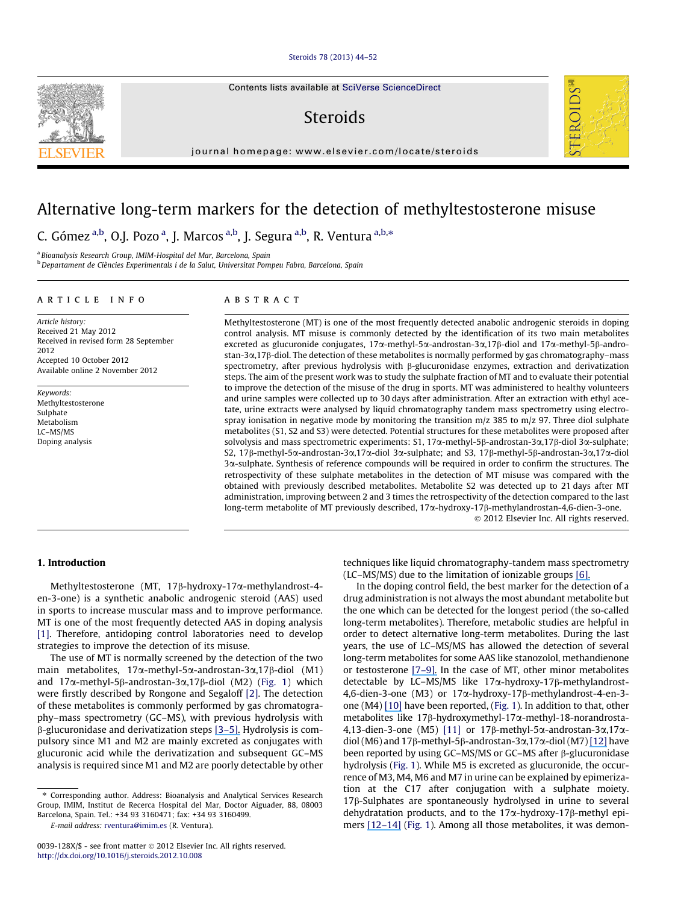# Alternative long-term markers for the detection of methyltestosterone misuse

C. Gómez [a,b], O.J. Pozo [a], J. Marcos [a,b], J. Segura [a,b], R. Ventura [a,b,*]

[a] Bioanalysis Research Group, IMIM-Hospital del Mar, Barcelona, Spain
[b] Departament de Ciències Experimentals i de la Salut, Universitat Pompeu Fabra, Barcelona, Spain

## ARTICLE INFO

*Article history:*
Received 21 May 2012
Received in revised form 28 September 2012
Accepted 10 October 2012
Available online 2 November 2012

*Keywords:*
Methyltestosterone
Sulphate
Metabolism
LC–MS/MS
Doping analysis

## ABSTRACT

Methyltestosterone (MT) is one of the most frequently detected anabolic androgenic steroids in doping control analysis. MT misuse is commonly detected by the identification of its two main metabolites excreted as glucuronide conjugates, 17α-methyl-5α-androstan-3α,17β-diol and 17α-methyl-5β-androstan-3α,17β-diol. The detection of these metabolites is normally performed by gas chromatography–mass spectrometry, after previous hydrolysis with β-glucuronidase enzymes, extraction and derivatization steps. The aim of the present work was to study the sulphate fraction of MT and to evaluate their potential to improve the detection of the misuse of the drug in sports. MT was administered to healthy volunteers and urine samples were collected up to 30 days after administration. After an extraction with ethyl acetate, urine extracts were analysed by liquid chromatography tandem mass spectrometry using electrospray ionisation in negative mode by monitoring the transition m/z 385 to m/z 97. Three diol sulphate metabolites (S1, S2 and S3) were detected. Potential structures for these metabolites were proposed after solvolysis and mass spectrometric experiments: S1, 17α-methyl-5β-androstan-3α,17β-diol 3α-sulphate; S2, 17β-methyl-5α-androstan-3α,17α-diol 3α-sulphate; and S3, 17β-methyl-5β-androstan-3α,17α-diol 3α-sulphate. Synthesis of reference compounds will be required in order to confirm the structures. The retrospectivity of these sulphate metabolites in the detection of MT misuse was compared with the obtained with previously described metabolites. Metabolite S2 was detected up to 21 days after MT administration, improving between 2 and 3 times the retrospectivity of the detection compared to the last long-term metabolite of MT previously described, 17α-hydroxy-17β-methylandrost-4,6-dien-3-one.

© 2012 Elsevier Inc. All rights reserved.

## 1. Introduction

Methyltestosterone (MT, 17β-hydroxy-17α-methylandrost-4-en-3-one) is a synthetic anabolic androgenic steroid (AAS) used in sports to increase muscular mass and to improve performance. MT is one of the most frequently detected AAS in doping analysis [1]. Therefore, antidoping control laboratories need to develop strategies to improve the detection of its misuse.

The use of MT is normally screened by the detection of the two main metabolites, 17α-methyl-5α-androstan-3α,17β-diol (M1) and 17α-methyl-5β-androstan-3α,17β-diol (M2) (Fig. 1) which were firstly described by Rongone and Segaloff [2]. The detection of these metabolites is commonly performed by gas chromatography–mass spectrometry (GC–MS), with previous hydrolysis with β-glucuronidase and derivatization steps [3–5]. Hydrolysis is compulsory since M1 and M2 are mainly excreted as conjugates with glucuronic acid while the derivatization and subsequent GC–MS analysis is required since M1 and M2 are poorly detectable by other techniques like liquid chromatography-tandem mass spectrometry (LC–MS/MS) due to the limitation of ionizable groups [6].

In the doping control field, the best marker for the detection of a drug administration is not always the most abundant metabolite but the one which can be detected for the longest period (the so-called long-term metabolites). Therefore, metabolic studies are helpful in order to detect alternative long-term metabolites. During the last years, the use of LC–MS/MS has allowed the detection of several long-term metabolites for some AAS like stanozolol, methandienone or testosterone [7–9]. In the case of MT, other minor metabolites detectable by LC–MS/MS like 17α-hydroxy-17β-methylandrost-4,6-dien-3-one (M3) or 17α-hydroxy-17β-methylandrost-4-en-3-one (M4) [10] have been reported, (Fig. 1). In addition to that, other metabolites like 17β-hydroxymethyl-17α-methyl-18-norandrosta-4,13-dien-3-one (M5) [11] or 17β-methyl-5α-androstan-3α,17α-diol (M6) and 17β-methyl-5β-androstan-3α,17α-diol (M7) [12] have been reported by using GC–MS/MS or GC–MS after β-glucuronidase hydrolysis (Fig. 1). While M5 is excreted as glucuronide, the occurrence of M3, M4, M6 and M7 in urine can be explained by epimerization at the C17 after conjugation with a sulphate moiety. 17β-Sulphates are spontaneously hydrolysed in urine to several dehydratation products, and to the 17α-hydroxy-17β-methyl epimers [12–14] (Fig. 1). Among all those metabolites, it was demon-

* Corresponding author. Address: Bioanalysis and Analytical Services Research Group, IMIM, Institut de Recerca Hospital del Mar, Doctor Aiguader, 88, 08003 Barcelona, Spain. Tel.: +34 93 3160471; fax: +34 93 3160499.
E-mail address: rventura@imim.es (R. Ventura).

0039-128X/$ - see front matter © 2012 Elsevier Inc. All rights reserved.
http://dx.doi.org/10.1016/j.steroids.2012.10.008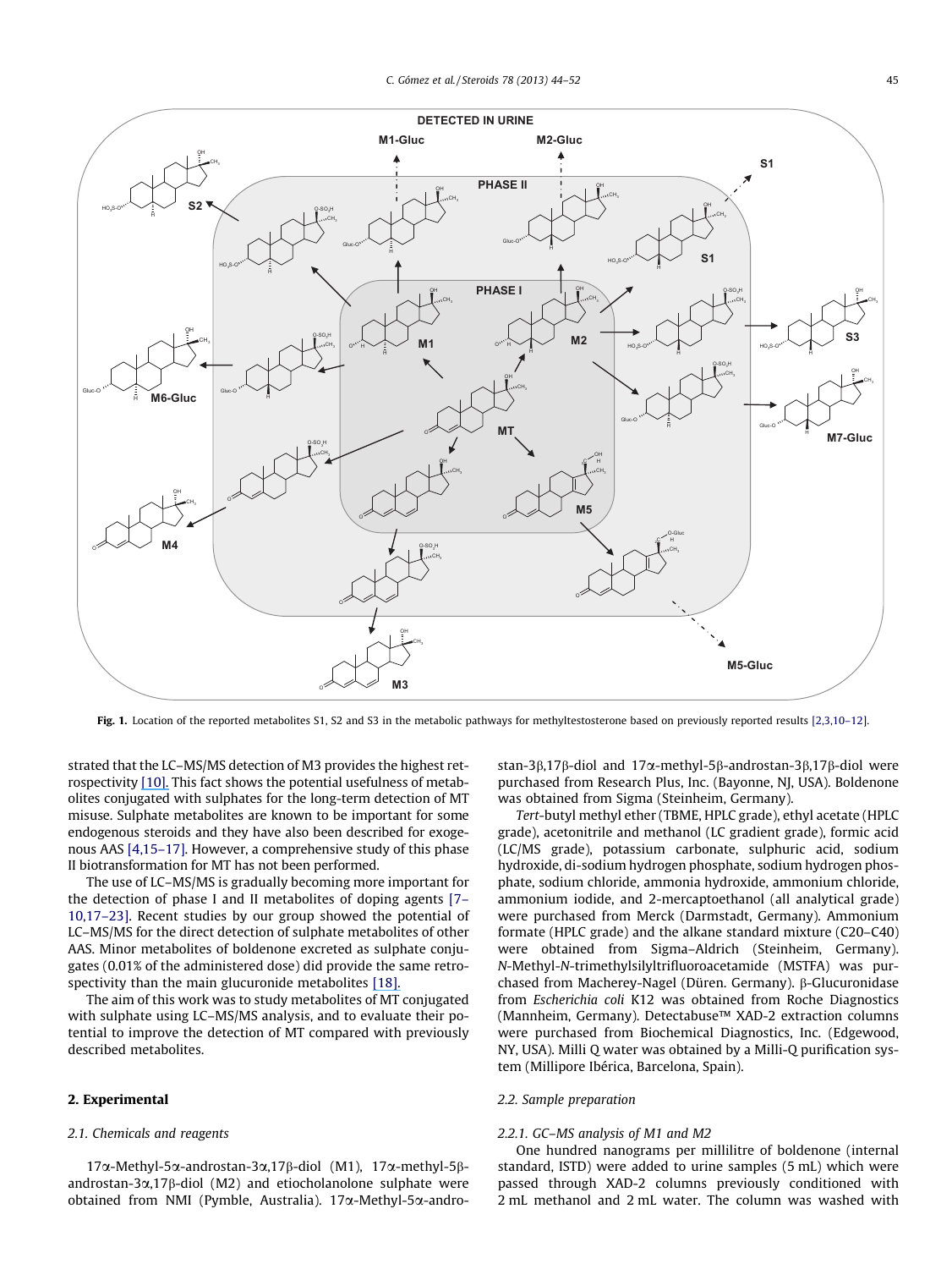Fig. 1. Location of the reported metabolites S1, S2 and S3 in the metabolic pathways for methyltestosterone based on previously reported results [2,3,10–12].

strated that the LC–MS/MS detection of M3 provides the highest retrospectivity [10]. This fact shows the potential usefulness of metabolites conjugated with sulphates for the long-term detection of MT misuse. Sulphate metabolites are known to be important for some endogenous steroids and they have also been described for exogenous AAS [4,15–17]. However, a comprehensive study of this phase II biotransformation for MT has not been performed.

The use of LC–MS/MS is gradually becoming more important for the detection of phase I and II metabolites of doping agents [7–10,17–23]. Recent studies by our group showed the potential of LC–MS/MS for the direct detection of sulphate metabolites of other AAS. Minor metabolites of boldenone excreted as sulphate conjugates (0.01% of the administered dose) did provide the same retrospectivity than the main glucuronide metabolites [18].

The aim of this work was to study metabolites of MT conjugated with sulphate using LC–MS/MS analysis, and to evaluate their potential to improve the detection of MT compared with previously described metabolites.

## 2. Experimental

### 2.1. Chemicals and reagents

17α-Methyl-5α-androstan-3α,17β-diol (M1), 17α-methyl-5β-androstan-3α,17β-diol (M2) and etiocholanolone sulphate were obtained from NMI (Pymble, Australia). 17α-Methyl-5α-androstan-3β,17β-diol and 17α-methyl-5β-androstan-3β,17β-diol were purchased from Research Plus, Inc. (Bayonne, NJ, USA). Boldenone was obtained from Sigma (Steinheim, Germany).

*Tert*-butyl methyl ether (TBME, HPLC grade), ethyl acetate (HPLC grade), acetonitrile and methanol (LC gradient grade), formic acid (LC/MS grade), potassium carbonate, sulphuric acid, sodium hydroxide, di-sodium hydrogen phosphate, sodium hydrogen phosphate, sodium chloride, ammonia hydroxide, ammonium chloride, ammonium iodide, and 2-mercaptoethanol (all analytical grade) were purchased from Merck (Darmstadt, Germany). Ammonium formate (HPLC grade) and the alkane standard mixture (C20–C40) were obtained from Sigma–Aldrich (Steinheim, Germany). *N*-Methyl-*N*-trimethylsilyltrifluoroacetamide (MSTFA) was purchased from Macherey-Nagel (Düren. Germany). β-Glucuronidase from *Escherichia coli* K12 was obtained from Roche Diagnostics (Mannheim, Germany). Detectabuse™ XAD-2 extraction columns were purchased from Biochemical Diagnostics, Inc. (Edgewood, NY, USA). Milli Q water was obtained by a Milli-Q purification system (Millipore Ibérica, Barcelona, Spain).

### 2.2. Sample preparation

#### 2.2.1. GC–MS analysis of M1 and M2

One hundred nanograms per millilitre of boldenone (internal standard, ISTD) were added to urine samples (5 mL) which were passed through XAD-2 columns previously conditioned with 2 mL methanol and 2 mL water. The column was washed with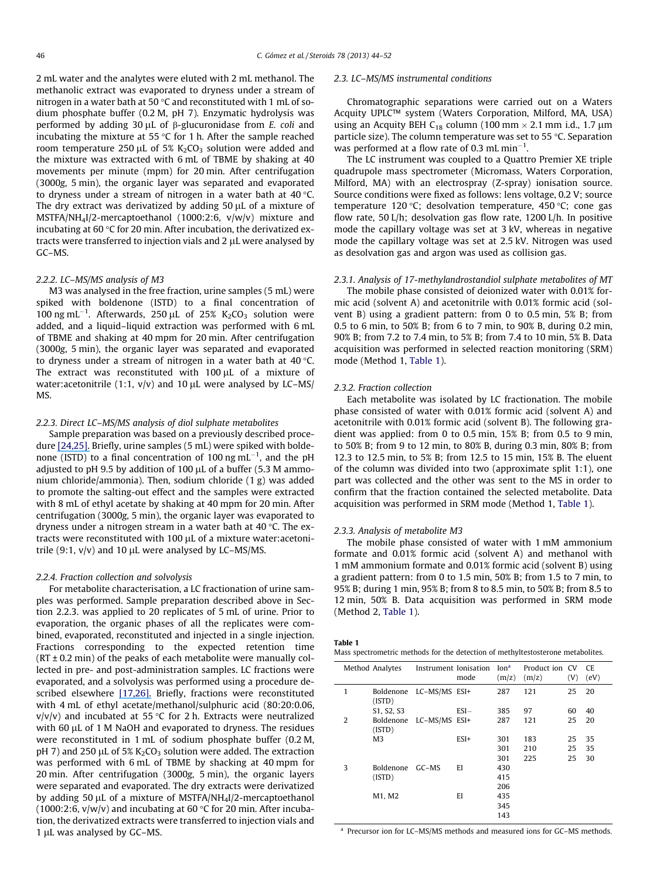2 mL water and the analytes were eluted with 2 mL methanol. The methanolic extract was evaporated to dryness under a stream of nitrogen in a water bath at 50 °C and reconstituted with 1 mL of sodium phosphate buffer (0.2 M, pH 7). Enzymatic hydrolysis was performed by adding 30 μL of β-glucuronidase from *E. coli* and incubating the mixture at 55 °C for 1 h. After the sample reached room temperature 250 μL of 5% $K_2CO_3$ solution were added and the mixture was extracted with 6 mL of TBME by shaking at 40 movements per minute (mpm) for 20 min. After centrifugation (3000*g*, 5 min), the organic layer was separated and evaporated to dryness under a stream of nitrogen in a water bath at 40 °C. The dry extract was derivatized by adding 50 μL of a mixture of MSTFA/$NH_4I$/2-mercaptoethanol (1000:2:6, v/w/v) mixture and incubating at 60 °C for 20 min. After incubation, the derivatized extracts were transferred to injection vials and 2 μL were analysed by GC–MS.

#### 2.2.2. LC–MS/MS analysis of M3

M3 was analysed in the free fraction, urine samples (5 mL) were spiked with boldenone (ISTD) to a final concentration of 100 ng $mL^{-1}$. Afterwards, 250 μL of 25% $K_2CO_3$ solution were added, and a liquid–liquid extraction was performed with 6 mL of TBME and shaking at 40 mpm for 20 min. After centrifugation (3000*g*, 5 min), the organic layer was separated and evaporated to dryness under a stream of nitrogen in a water bath at 40 °C. The extract was reconstituted with 100 μL of a mixture of water:acetonitrile (1:1, v/v) and 10 μL were analysed by LC–MS/MS.

#### 2.2.3. Direct LC–MS/MS analysis of diol sulphate metabolites

Sample preparation was based on a previously described procedure [24,25]. Briefly, urine samples (5 mL) were spiked with boldenone (ISTD) to a final concentration of 100 ng $mL^{-1}$, and the pH adjusted to pH 9.5 by addition of 100 μL of a buffer (5.3 M ammonium chloride/ammonia). Then, sodium chloride (1 g) was added to promote the salting-out effect and the samples were extracted with 8 mL of ethyl acetate by shaking at 40 mpm for 20 min. After centrifugation (3000*g*, 5 min), the organic layer was evaporated to dryness under a nitrogen stream in a water bath at 40 °C. The extracts were reconstituted with 100 μL of a mixture water:acetonitrile (9:1, v/v) and 10 μL were analysed by LC–MS/MS.

#### 2.2.4. Fraction collection and solvolysis

For metabolite characterisation, a LC fractionation of urine samples was performed. Sample preparation described above in Section 2.2.3. was applied to 20 replicates of 5 mL of urine. Prior to evaporation, the organic phases of all the replicates were combined, evaporated, reconstituted and injected in a single injection. Fractions corresponding to the expected retention time (RT ± 0.2 min) of the peaks of each metabolite were manually collected in pre- and post-administration samples. LC fractions were evaporated, and a solvolysis was performed using a procedure described elsewhere [17,26]. Briefly, fractions were reconstituted with 4 mL of ethyl acetate/methanol/sulphuric acid (80:20:0.06, v/v/v) and incubated at 55 °C for 2 h. Extracts were neutralized with 60 μL of 1 M NaOH and evaporated to dryness. The residues were reconstituted in 1 mL of sodium phosphate buffer (0.2 M, pH 7) and 250 μL of 5% $K_2CO_3$ solution were added. The extraction was performed with 6 mL of TBME by shacking at 40 mpm for 20 min. After centrifugation (3000*g*, 5 min), the organic layers were separated and evaporated. The dry extracts were derivatized by adding 50 μL of a mixture of MSTFA/$NH_4I$/2-mercaptoethanol (1000:2:6, v/w/v) and incubating at 60 °C for 20 min. After incubation, the derivatized extracts were transferred to injection vials and 1 μL was analysed by GC–MS.

### 2.3. LC–MS/MS instrumental conditions

Chromatographic separations were carried out on a Waters Acquity UPLC™ system (Waters Corporation, Milford, MA, USA) using an Acquity BEH $C_{18}$ column (100 mm × 2.1 mm i.d., 1.7 μm particle size). The column temperature was set to 55 °C. Separation was performed at a flow rate of 0.3 mL $min^{-1}$.

The LC instrument was coupled to a Quattro Premier XE triple quadrupole mass spectrometer (Micromass, Waters Corporation, Milford, MA) with an electrospray (Z-spray) ionisation source. Source conditions were fixed as follows: lens voltage, 0.2 V; source temperature 120 °C; desolvation temperature, 450 °C; cone gas flow rate, 50 L/h; desolvation gas flow rate, 1200 L/h. In positive mode the capillary voltage was set at 3 kV, whereas in negative mode the capillary voltage was set at 2.5 kV. Nitrogen was used as desolvation gas and argon was used as collision gas.

#### 2.3.1. Analysis of 17-methylandrostandiol sulphate metabolites of MT

The mobile phase consisted of deionized water with 0.01% formic acid (solvent A) and acetonitrile with 0.01% formic acid (solvent B) using a gradient pattern: from 0 to 0.5 min, 5% B; from 0.5 to 6 min, to 50% B; from 6 to 7 min, to 90% B, during 0.2 min, 90% B; from 7.2 to 7.4 min, to 5% B; from 7.4 to 10 min, 5% B. Data acquisition was performed in selected reaction monitoring (SRM) mode (Method 1, Table 1).

#### 2.3.2. Fraction collection

Each metabolite was isolated by LC fractionation. The mobile phase consisted of water with 0.01% formic acid (solvent A) and acetonitrile with 0.01% formic acid (solvent B). The following gradient was applied: from 0 to 0.5 min, 15% B; from 0.5 to 9 min, to 50% B; from 9 to 12 min, to 80% B, during 0.3 min, 80% B; from 12.3 to 12.5 min, to 5% B; from 12.5 to 15 min, 15% B. The eluent of the column was divided into two (approximate split 1:1), one part was collected and the other was sent to the MS in order to confirm that the fraction contained the selected metabolite. Data acquisition was performed in SRM mode (Method 1, Table 1).

#### 2.3.3. Analysis of metabolite M3

The mobile phase consisted of water with 1 mM ammonium formate and 0.01% formic acid (solvent A) and methanol with 1 mM ammonium formate and 0.01% formic acid (solvent B) using a gradient pattern: from 0 to 1.5 min, 50% B; from 1.5 to 7 min, to 95% B; during 1 min, 95% B; from 8 to 8.5 min, to 50% B; from 8.5 to 12 min, 50% B. Data acquisition was performed in SRM mode (Method 2, Table 1).

**Table 1**
Mass spectrometric methods for the detection of methyltestosterone metabolites.

| Method | Analytes | Instrument | Ionisation mode | Ion[a] (m/z) | Product ion (m/z) | CV (V) | CE (eV) |
|---|---|---|---|---|---|---|---|
| 1 | Boldenone (ISTD) | LC–MS/MS | ESI+ | 287 | 121 | 25 | 20 |
| | S1, S2, S3 | | ESI− | 385 | 97 | 60 | 40 |
| 2 | Boldenone (ISTD) | LC–MS/MS | ESI+ | 287 | 121 | 25 | 20 |
| | M3 | | ESI+ | 301 | 183 | 25 | 35 |
| | | | | 301 | 210 | 25 | 35 |
| | | | | 301 | 225 | 25 | 30 |
| 3 | Boldenone (ISTD) | GC–MS | EI | 430 | | | |
| | | | | 415 | | | |
| | | | | 206 | | | |
| | M1, M2 | | EI | 435 | | | |
| | | | | 345 | | | |
| | | | | 143 | | | |

[a] Precursor ion for LC–MS/MS methods and measured ions for GC–MS methods.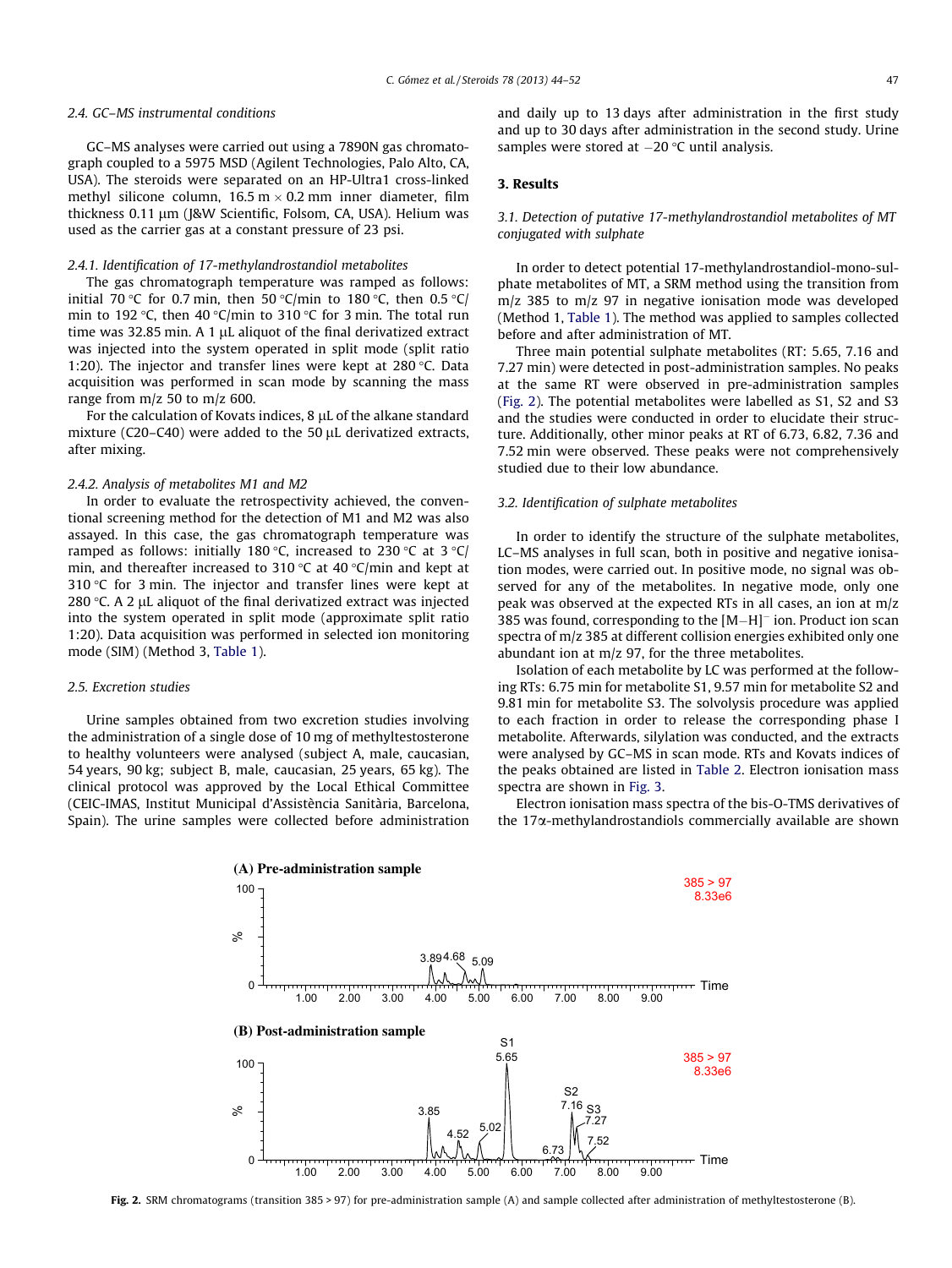### 2.4. GC–MS instrumental conditions

GC–MS analyses were carried out using a 7890N gas chromatograph coupled to a 5975 MSD (Agilent Technologies, Palo Alto, CA, USA). The steroids were separated on an HP-Ultra1 cross-linked methyl silicone column, 16.5 m × 0.2 mm inner diameter, film thickness 0.11 μm (J&W Scientific, Folsom, CA, USA). Helium was used as the carrier gas at a constant pressure of 23 psi.

#### 2.4.1. Identification of 17-methylandrostandiol metabolites

The gas chromatograph temperature was ramped as follows: initial 70 °C for 0.7 min, then 50 °C/min to 180 °C, then 0.5 °C/min to 192 °C, then 40 °C/min to 310 °C for 3 min. The total run time was 32.85 min. A 1 μL aliquot of the final derivatized extract was injected into the system operated in split mode (split ratio 1:20). The injector and transfer lines were kept at 280 °C. Data acquisition was performed in scan mode by scanning the mass range from m/z 50 to m/z 600.

For the calculation of Kovats indices, 8 μL of the alkane standard mixture (C20–C40) were added to the 50 μL derivatized extracts, after mixing.

#### 2.4.2. Analysis of metabolites M1 and M2

In order to evaluate the retrospectivity achieved, the conventional screening method for the detection of M1 and M2 was also assayed. In this case, the gas chromatograph temperature was ramped as follows: initially 180 °C, increased to 230 °C at 3 °C/min, and thereafter increased to 310 °C at 40 °C/min and kept at 310 °C for 3 min. The injector and transfer lines were kept at 280 °C. A 2 μL aliquot of the final derivatized extract was injected into the system operated in split mode (approximate split ratio 1:20). Data acquisition was performed in selected ion monitoring mode (SIM) (Method 3, Table 1).

### 2.5. Excretion studies

Urine samples obtained from two excretion studies involving the administration of a single dose of 10 mg of methyltestosterone to healthy volunteers were analysed (subject A, male, caucasian, 54 years, 90 kg; subject B, male, caucasian, 25 years, 65 kg). The clinical protocol was approved by the Local Ethical Committee (CEIC-IMAS, Institut Municipal d'Assistència Sanitària, Barcelona, Spain). The urine samples were collected before administration and daily up to 13 days after administration in the first study and up to 30 days after administration in the second study. Urine samples were stored at −20 °C until analysis.

## 3. Results

### 3.1. Detection of putative 17-methylandrostandiol metabolites of MT conjugated with sulphate

In order to detect potential 17-methylandrostandiol-mono-sulphate metabolites of MT, a SRM method using the transition from m/z 385 to m/z 97 in negative ionisation mode was developed (Method 1, Table 1). The method was applied to samples collected before and after administration of MT.

Three main potential sulphate metabolites (RT: 5.65, 7.16 and 7.27 min) were detected in post-administration samples. No peaks at the same RT were observed in pre-administration samples (Fig. 2). The potential metabolites were labelled as S1, S2 and S3 and the studies were conducted in order to elucidate their structure. Additionally, other minor peaks at RT of 6.73, 6.82, 7.36 and 7.52 min were observed. These peaks were not comprehensively studied due to their low abundance.

### 3.2. Identification of sulphate metabolites

In order to identify the structure of the sulphate metabolites, LC–MS analyses in full scan, both in positive and negative ionisation modes, were carried out. In positive mode, no signal was observed for any of the metabolites. In negative mode, only one peak was observed at the expected RTs in all cases, an ion at m/z 385 was found, corresponding to the $[M-H]^-$ ion. Product ion scan spectra of m/z 385 at different collision energies exhibited only one abundant ion at m/z 97, for the three metabolites.

Isolation of each metabolite by LC was performed at the following RTs: 6.75 min for metabolite S1, 9.57 min for metabolite S2 and 9.81 min for metabolite S3. The solvolysis procedure was applied to each fraction in order to release the corresponding phase I metabolite. Afterwards, silylation was conducted, and the extracts were analysed by GC–MS in scan mode. RTs and Kovats indices of the peaks obtained are listed in Table 2. Electron ionisation mass spectra are shown in Fig. 3.

Electron ionisation mass spectra of the bis-O-TMS derivatives of the 17α-methylandrostandiols commercially available are shown

**Fig. 2.** SRM chromatograms (transition 385 > 97) for pre-administration sample (A) and sample collected after administration of methyltestosterone (B).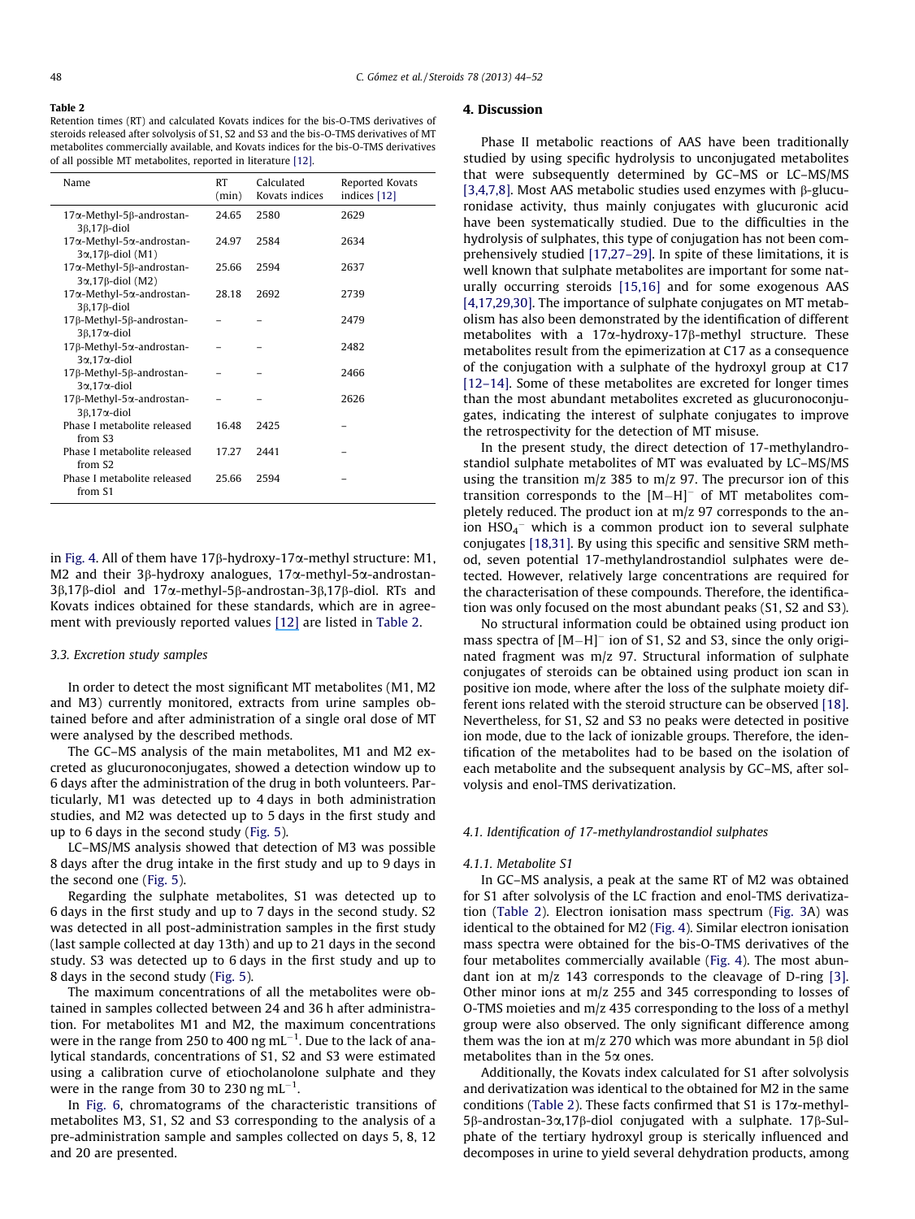**Table 2**
Retention times (RT) and calculated Kovats indices for the bis-O-TMS derivatives of steroids released after solvolysis of S1, S2 and S3 and the bis-O-TMS derivatives of MT metabolites commercially available, and Kovats indices for the bis-O-TMS derivatives of all possible MT metabolites, reported in literature [12].

| Name | RT (min) | Calculated Kovats indices | Reported Kovats indices [12] |
|---|---|---|---|
| 17α-Methyl-5β-androstan-3β,17β-diol | 24.65 | 2580 | 2629 |
| 17α-Methyl-5α-androstan-3α,17β-diol (M1) | 24.97 | 2584 | 2634 |
| 17α-Methyl-5β-androstan-3α,17β-diol (M2) | 25.66 | 2594 | 2637 |
| 17α-Methyl-5α-androstan-3β,17β-diol | 28.18 | 2692 | 2739 |
| 17β-Methyl-5β-androstan-3β,17α-diol | – | – | 2479 |
| 17β-Methyl-5α-androstan-3α,17α-diol | – | – | 2482 |
| 17β-Methyl-5β-androstan-3α,17α-diol | – | – | 2466 |
| 17β-Methyl-5α-androstan-3β,17α-diol | – | – | 2626 |
| Phase I metabolite released from S3 | 16.48 | 2425 | – |
| Phase I metabolite released from S2 | 17.27 | 2441 | – |
| Phase I metabolite released from S1 | 25.66 | 2594 | – |

in Fig. 4. All of them have 17β-hydroxy-17α-methyl structure: M1, M2 and their 3β-hydroxy analogues, 17α-methyl-5α-androstan-3β,17β-diol and 17α-methyl-5β-androstan-3β,17β-diol. RTs and Kovats indices obtained for these standards, which are in agreement with previously reported values [12] are listed in Table 2.

### 3.3. Excretion study samples

In order to detect the most significant MT metabolites (M1, M2 and M3) currently monitored, extracts from urine samples obtained before and after administration of a single oral dose of MT were analysed by the described methods.

The GC–MS analysis of the main metabolites, M1 and M2 excreted as glucuronoconjugates, showed a detection window up to 6 days after the administration of the drug in both volunteers. Particularly, M1 was detected up to 4 days in both administration studies, and M2 was detected up to 5 days in the first study and up to 6 days in the second study (Fig. 5).

LC–MS/MS analysis showed that detection of M3 was possible 8 days after the drug intake in the first study and up to 9 days in the second one (Fig. 5).

Regarding the sulphate metabolites, S1 was detected up to 6 days in the first study and up to 7 days in the second study. S2 was detected in all post-administration samples in the first study (last sample collected at day 13th) and up to 21 days in the second study. S3 was detected up to 6 days in the first study and up to 8 days in the second study (Fig. 5).

The maximum concentrations of all the metabolites were obtained in samples collected between 24 and 36 h after administration. For metabolites M1 and M2, the maximum concentrations were in the range from 250 to 400 ng $mL^{-1}$. Due to the lack of analytical standards, concentrations of S1, S2 and S3 were estimated using a calibration curve of etiocholanolone sulphate and they were in the range from 30 to 230 ng $mL^{-1}$.

In Fig. 6, chromatograms of the characteristic transitions of metabolites M3, S1, S2 and S3 corresponding to the analysis of a pre-administration sample and samples collected on days 5, 8, 12 and 20 are presented.

## 4. Discussion

Phase II metabolic reactions of AAS have been traditionally studied by using specific hydrolysis to unconjugated metabolites that were subsequently determined by GC–MS or LC–MS/MS [3,4,7,8]. Most AAS metabolic studies used enzymes with β-glucuronidase activity, thus mainly conjugates with glucuronic acid have been systematically studied. Due to the difficulties in the hydrolysis of sulphates, this type of conjugation has not been comprehensively studied [17,27–29]. In spite of these limitations, it is well known that sulphate metabolites are important for some naturally occurring steroids [15,16] and for some exogenous AAS [4,17,29,30]. The importance of sulphate conjugates on MT metabolism has also been demonstrated by the identification of different metabolites with a 17α-hydroxy-17β-methyl structure. These metabolites result from the epimerization at C17 as a consequence of the conjugation with a sulphate of the hydroxyl group at C17 [12–14]. Some of these metabolites are excreted for longer times than the most abundant metabolites excreted as glucuronoconjugates, indicating the interest of sulphate conjugates to improve the retrospectivity for the detection of MT misuse.

In the present study, the direct detection of 17-methylandrostandiol sulphate metabolites of MT was evaluated by LC–MS/MS using the transition m/z 385 to m/z 97. The precursor ion of this transition corresponds to the $[M-H]^-$ of MT metabolites completely reduced. The product ion at m/z 97 corresponds to the anion $HSO_4^-$ which is a common product ion to several sulphate conjugates [18,31]. By using this specific and sensitive SRM method, seven potential 17-methylandrostandiol sulphates were detected. However, relatively large concentrations are required for the characterisation of these compounds. Therefore, the identification was only focused on the most abundant peaks (S1, S2 and S3).

No structural information could be obtained using product ion mass spectra of $[M-H]^-$ ion of S1, S2 and S3, since the only originated fragment was m/z 97. Structural information of sulphate conjugates of steroids can be obtained using product ion scan in positive ion mode, where after the loss of the sulphate moiety different ions related with the steroid structure can be observed [18]. Nevertheless, for S1, S2 and S3 no peaks were detected in positive ion mode, due to the lack of ionizable groups. Therefore, the identification of the metabolites had to be based on the isolation of each metabolite and the subsequent analysis by GC–MS, after solvolysis and enol-TMS derivatization.

### 4.1. Identification of 17-methylandrostandiol sulphates

#### 4.1.1. Metabolite S1

In GC–MS analysis, a peak at the same RT of M2 was obtained for S1 after solvolysis of the LC fraction and enol-TMS derivatization (Table 2). Electron ionisation mass spectrum (Fig. 3A) was identical to the obtained for M2 (Fig. 4). Similar electron ionisation mass spectra were obtained for the bis-O-TMS derivatives of the four metabolites commercially available (Fig. 4). The most abundant ion at m/z 143 corresponds to the cleavage of D-ring [3]. Other minor ions at m/z 255 and 345 corresponding to losses of O-TMS moieties and m/z 435 corresponding to the loss of a methyl group were also observed. The only significant difference among them was the ion at m/z 270 which was more abundant in 5β diol metabolites than in the 5α ones.

Additionally, the Kovats index calculated for S1 after solvolysis and derivatization was identical to the obtained for M2 in the same conditions (Table 2). These facts confirmed that S1 is 17α-methyl-5β-androstan-3α,17β-diol conjugated with a sulphate. 17β-Sulphate of the tertiary hydroxyl group is sterically influenced and decomposes in urine to yield several dehydration products, among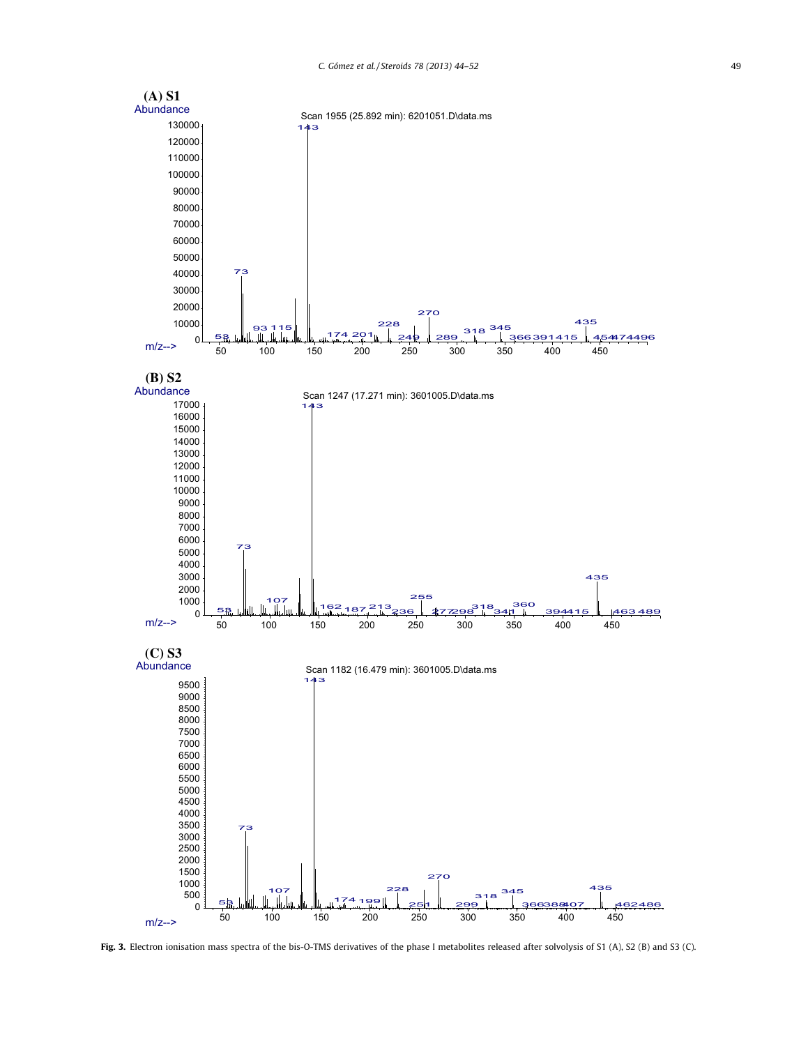**Fig. 3.** Electron ionisation mass spectra of the bis-O-TMS derivatives of the phase I metabolites released after solvolysis of S1 (A), S2 (B) and S3 (C).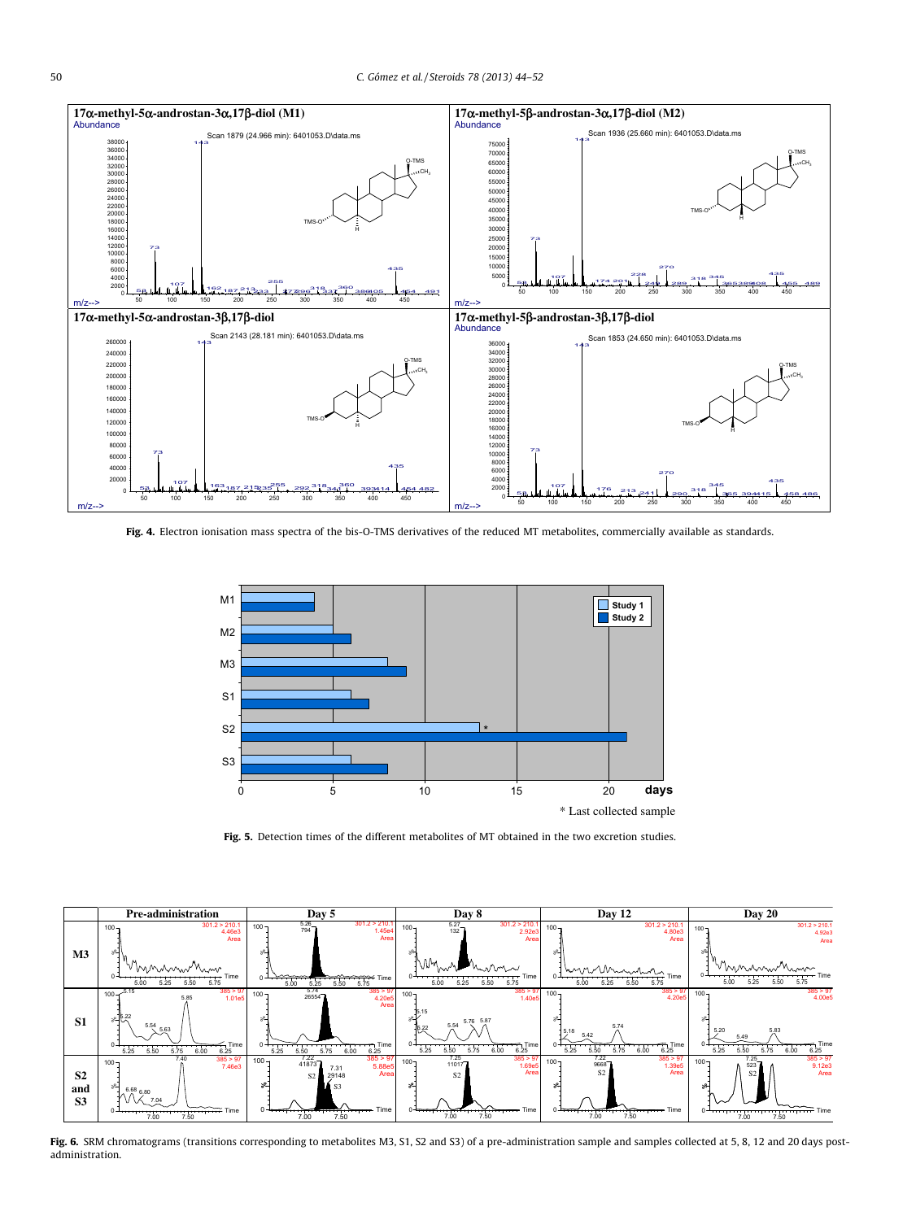**Fig. 4.** Electron ionisation mass spectra of the bis-O-TMS derivatives of the reduced MT metabolites, commercially available as standards.

**Fig. 5.** Detection times of the different metabolites of MT obtained in the two excretion studies.

**Fig. 6.** SRM chromatograms (transitions corresponding to metabolites M3, S1, S2 and S3) of a pre-administration sample and samples collected at 5, 8, 12 and 20 days post-administration.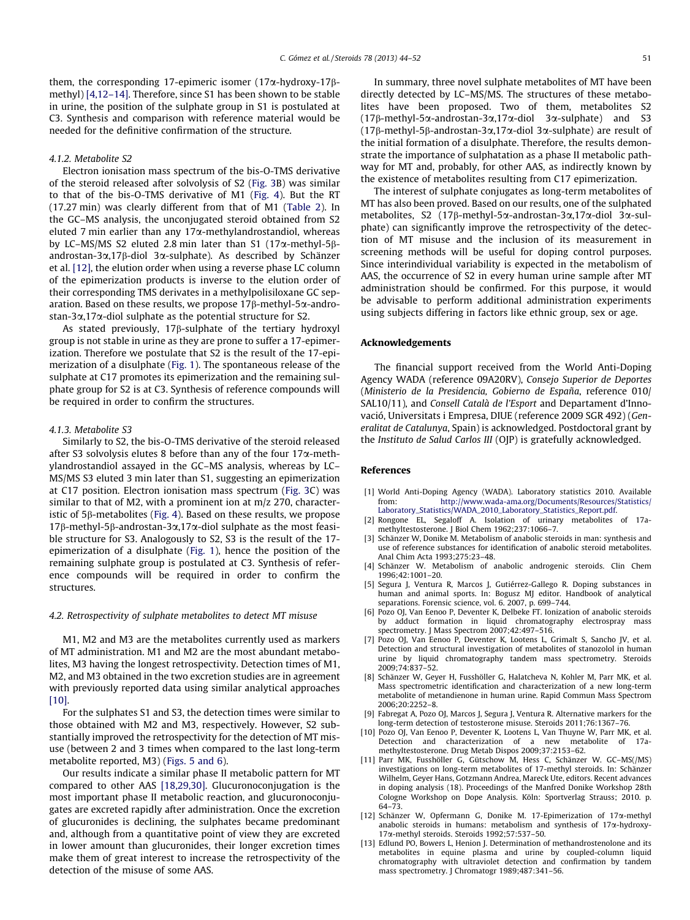them, the corresponding 17-epimeric isomer (17α-hydroxy-17β-methyl) [4,12–14]. Therefore, since S1 has been shown to be stable in urine, the position of the sulphate group in S1 is postulated at C3. Synthesis and comparison with reference material would be needed for the definitive confirmation of the structure.

#### 4.1.2. Metabolite S2

Electron ionisation mass spectrum of the bis-O-TMS derivative of the steroid released after solvolysis of S2 (Fig. 3B) was similar to that of the bis-O-TMS derivative of M1 (Fig. 4). But the RT (17.27 min) was clearly different from that of M1 (Table 2). In the GC–MS analysis, the unconjugated steroid obtained from S2 eluted 7 min earlier than any 17α-methylandrostandiol, whereas by LC–MS/MS S2 eluted 2.8 min later than S1 (17α-methyl-5β-androstan-3α,17β-diol 3α-sulphate). As described by Schänzer et al. [12], the elution order when using a reverse phase LC column of the epimerization products is inverse to the elution order of their corresponding TMS derivates in a methylpolisiloxane GC separation. Based on these results, we propose 17β-methyl-5α-androstan-3α,17α-diol sulphate as the potential structure for S2.

As stated previously, 17β-sulphate of the tertiary hydroxyl group is not stable in urine as they are prone to suffer a 17-epimerization. Therefore we postulate that S2 is the result of the 17-epimerization of a disulphate (Fig. 1). The spontaneous release of the sulphate at C17 promotes its epimerization and the remaining sulphate group for S2 is at C3. Synthesis of reference compounds will be required in order to confirm the structures.

#### 4.1.3. Metabolite S3

Similarly to S2, the bis-O-TMS derivative of the steroid released after S3 solvolysis elutes 8 before than any of the four 17α-methylandrostandiol assayed in the GC–MS analysis, whereas by LC–MS/MS S3 eluted 3 min later than S1, suggesting an epimerization at C17 position. Electron ionisation mass spectrum (Fig. 3C) was similar to that of M2, with a prominent ion at m/z 270, characteristic of 5β-metabolites (Fig. 4). Based on these results, we propose 17β-methyl-5β-androstan-3α,17α-diol sulphate as the most feasible structure for S3. Analogously to S2, S3 is the result of the 17-epimerization of a disulphate (Fig. 1), hence the position of the remaining sulphate group is postulated at C3. Synthesis of reference compounds will be required in order to confirm the structures.

### 4.2. Retrospectivity of sulphate metabolites to detect MT misuse

M1, M2 and M3 are the metabolites currently used as markers of MT administration. M1 and M2 are the most abundant metabolites, M3 having the longest retrospectivity. Detection times of M1, M2, and M3 obtained in the two excretion studies are in agreement with previously reported data using similar analytical approaches [10].

For the sulphates S1 and S3, the detection times were similar to those obtained with M2 and M3, respectively. However, S2 substantially improved the retrospectivity for the detection of MT misuse (between 2 and 3 times when compared to the last long-term metabolite reported, M3) (Figs. 5 and 6).

Our results indicate a similar phase II metabolic pattern for MT compared to other AAS [18,29,30]. Glucuronoconjugation is the most important phase II metabolic reaction, and glucuronoconjugates are excreted rapidly after administration. Once the excretion of glucuronides is declining, the sulphates became predominant and, although from a quantitative point of view they are excreted in lower amount than glucuronides, their longer excretion times make them of great interest to increase the retrospectivity of the detection of the misuse of some AAS.

In summary, three novel sulphate metabolites of MT have been directly detected by LC–MS/MS. The structures of these metabolites have been proposed. Two of them, metabolites S2 (17β-methyl-5α-androstan-3α,17α-diol 3α-sulphate) and S3 (17β-methyl-5β-androstan-3α,17α-diol 3α-sulphate) are result of the initial formation of a disulphate. Therefore, the results demonstrate the importance of sulphatation as a phase II metabolic pathway for MT and, probably, for other AAS, as indirectly known by the existence of metabolites resulting from C17 epimerization.

The interest of sulphate conjugates as long-term metabolites of MT has also been proved. Based on our results, one of the sulphated metabolites, S2 (17β-methyl-5α-androstan-3α,17α-diol 3α-sulphate) can significantly improve the retrospectivity of the detection of MT misuse and the inclusion of its measurement in screening methods will be useful for doping control purposes. Since interindividual variability is expected in the metabolism of AAS, the occurrence of S2 in every human urine sample after MT administration should be confirmed. For this purpose, it would be advisable to perform additional administration experiments using subjects differing in factors like ethnic group, sex or age.

## Acknowledgements

The financial support received from the World Anti-Doping Agency WADA (reference 09A20RV), *Consejo Superior de Deportes* (*Ministerio de la Presidencia, Gobierno de España*, reference 010/SAL10/11), and *Consell Català de l'Esport* and Departament d'Innovació, Universitats i Empresa, DIUE (reference 2009 SGR 492) (*Generalitat de Catalunya*, Spain) is acknowledged. Postdoctoral grant by the *Instituto de Salud Carlos III* (OJP) is gratefully acknowledged.

## References

[1] World Anti-Doping Agency (WADA). Laboratory statistics 2010. Available from: http://www.wada-ama.org/Documents/Resources/Statistics/Laboratory_Statistics/WADA_2010_Laboratory_Statistics_Report.pdf.

[2] Rongone EL, Segaloff A. Isolation of urinary metabolites of 17a-methyltestosterone. J Biol Chem 1962;237:1066–7.

[3] Schänzer W, Donike M. Metabolism of anabolic steroids in man: synthesis and use of reference substances for identification of anabolic steroid metabolites. Anal Chim Acta 1993;275:23–48.

[4] Schänzer W. Metabolism of anabolic androgenic steroids. Clin Chem 1996;42:1001–20.

[5] Segura J, Ventura R, Marcos J, Gutiérrez-Gallego R. Doping substances in human and animal sports. In: Bogusz MJ editor. Handbook of analytical separations. Forensic science, vol. 6. 2007, p. 699–744.

[6] Pozo OJ, Van Eenoo P, Deventer K, Delbeke FT. Ionization of anabolic steroids by adduct formation in liquid chromatography electrospray mass spectrometry. J Mass Spectrom 2007;42:497–516.

[7] Pozo OJ, Van Eenoo P, Deventer K, Lootens L, Grimalt S, Sancho JV, et al. Detection and structural investigation of metabolites of stanozolol in human urine by liquid chromatography tandem mass spectrometry. Steroids 2009;74:837–52.

[8] Schänzer W, Geyer H, Fusshöller G, Halatcheva N, Kohler M, Parr MK, et al. Mass spectrometric identification and characterization of a new long-term metabolite of metandienone in human urine. Rapid Commun Mass Spectrom 2006;20:2252–8.

[9] Fabregat A, Pozo OJ, Marcos J, Segura J, Ventura R. Alternative markers for the long-term detection of testosterone misuse. Steroids 2011;76:1367–76.

[10] Pozo OJ, Van Eenoo P, Deventer K, Lootens L, Van Thuyne W, Parr MK, et al. Detection and characterization of a new metabolite of 17a-methyltestosterone. Drug Metab Dispos 2009;37:2153–62.

[11] Parr MK, Fusshöller G, Gütschow M, Hess C, Schänzer W. GC–MS(/MS) investigations on long-term metabolites of 17-methyl steroids. In: Schänzer Wilhelm, Geyer Hans, Gotzmann Andrea, Mareck Ute, editors. Recent advances in doping analysis (18). Proceedings of the Manfred Donike Workshop 28th Cologne Workshop on Dope Analysis. Köln: Sportverlag Strauss; 2010. p. 64–73.

[12] Schänzer W, Opfermann G, Donike M. 17-Epimerization of 17α-methyl anabolic steroids in humans: metabolism and synthesis of 17α-hydroxy-17α-methyl steroids. Steroids 1992;57:537–50.

[13] Edlund PO, Bowers L, Henion J. Determination of methandrostenolone and its metabolites in equine plasma and urine by coupled-column liquid chromatography with ultraviolet detection and confirmation by tandem mass spectrometry. J Chromatogr 1989;487:341–56.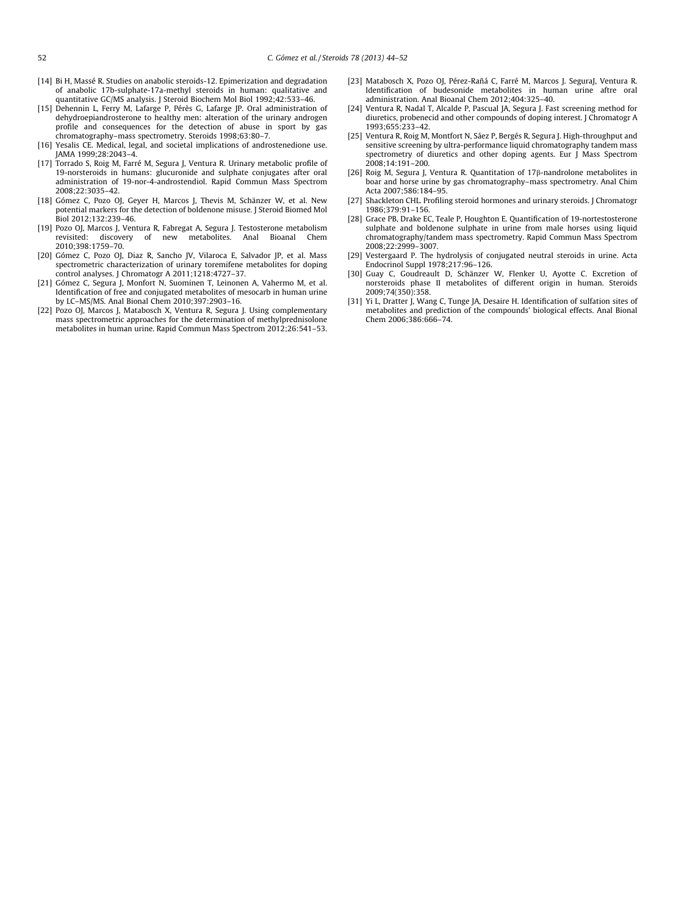[14] Bi H, Massé R. Studies on anabolic steroids-12. Epimerization and degradation of anabolic 17b-sulphate-17a-methyl steroids in human: qualitative and quantitative GC/MS analysis. J Steroid Biochem Mol Biol 1992;42:533–46.

[15] Dehennin L, Ferry M, Lafarge P, Pérès G, Lafarge JP. Oral administration of dehydroepiandrosterone to healthy men: alteration of the urinary androgen profile and consequences for the detection of abuse in sport by gas chromatography–mass spectrometry. Steroids 1998;63:80–7.

[16] Yesalis CE. Medical, legal, and societal implications of androstenedione use. JAMA 1999;28:2043–4.

[17] Torrado S, Roig M, Farré M, Segura J, Ventura R. Urinary metabolic profile of 19-norsteroids in humans: glucuronide and sulphate conjugates after oral administration of 19-nor-4-androstendiol. Rapid Commun Mass Spectrom 2008;22:3035–42.

[18] Gómez C, Pozo OJ, Geyer H, Marcos J, Thevis M, Schänzer W, et al. New potential markers for the detection of boldenone misuse. J Steroid Biomed Mol Biol 2012;132:239–46.

[19] Pozo OJ, Marcos J, Ventura R, Fabregat A, Segura J. Testosterone metabolism revisited: discovery of new metabolites. Anal Bioanal Chem 2010;398:1759–70.

[20] Gómez C, Pozo OJ, Diaz R, Sancho JV, Vilaroca E, Salvador JP, et al. Mass spectrometric characterization of urinary toremifene metabolites for doping control analyses. J Chromatogr A 2011;1218:4727–37.

[21] Gómez C, Segura J, Monfort N, Suominen T, Leinonen A, Vahermo M, et al. Identification of free and conjugated metabolites of mesocarb in human urine by LC–MS/MS. Anal Bional Chem 2010;397:2903–16.

[22] Pozo OJ, Marcos J, Matabosch X, Ventura R, Segura J. Using complementary mass spectrometric approaches for the determination of methylprednisolone metabolites in human urine. Rapid Commun Mass Spectrom 2012;26:541–53.

[23] Matabosch X, Pozo OJ, Pérez-Rañá C, Farré M, Marcos J. SeguraJ, Ventura R. Identification of budesonide metabolites in human urine aftre oral administration. Anal Bioanal Chem 2012;404:325–40.

[24] Ventura R, Nadal T, Alcalde P, Pascual JA, Segura J. Fast screening method for diuretics, probenecid and other compounds of doping interest. J Chromatogr A 1993;655:233–42.

[25] Ventura R, Roig M, Montfort N, Sáez P, Bergés R, Segura J. High-throughput and sensitive screening by ultra-performance liquid chromatography tandem mass spectrometry of diuretics and other doping agents. Eur J Mass Spectrom 2008;14:191–200.

[26] Roig M, Segura J, Ventura R. Quantitation of 17β-nandrolone metabolites in boar and horse urine by gas chromatography–mass spectrometry. Anal Chim Acta 2007;586:184–95.

[27] Shackleton CHL. Profiling steroid hormones and urinary steroids. J Chromatogr 1986;379:91–156.

[28] Grace PB, Drake EC, Teale P, Houghton E. Quantification of 19-nortestosterone sulphate and boldenone sulphate in urine from male horses using liquid chromatography/tandem mass spectrometry. Rapid Commun Mass Spectrom 2008;22:2999–3007.

[29] Vestergaard P. The hydrolysis of conjugated neutral steroids in urine. Acta Endocrinol Suppl 1978;217:96–126.

[30] Guay C, Goudreault D, Schänzer W, Flenker U, Ayotte C. Excretion of norsteroids phase II metabolites of different origin in human. Steroids 2009;74(350):358.

[31] Yi L, Dratter J, Wang C, Tunge JA, Desaire H. Identification of sulfation sites of metabolites and prediction of the compounds' biological effects. Anal Bional Chem 2006;386:666–74.